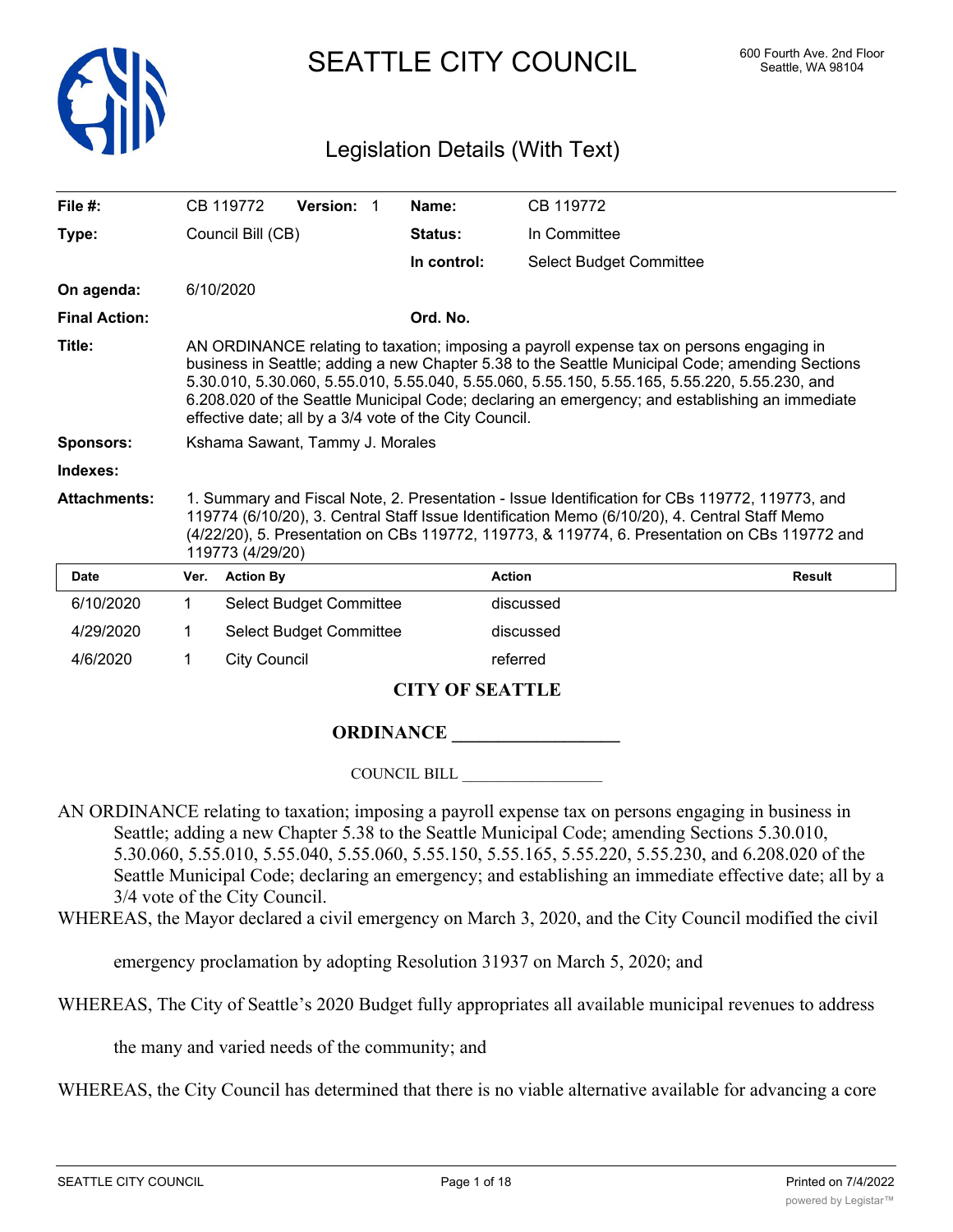# SEATTLE CITY COUNCIL

600 Fourth Ave. 2nd Floor
Seattle, WA 98104

## Legislation Details (With Text)

| | | | |
|---|---|---|---|
| **File #:** | CB 119772 **Version:** 1 | **Name:** | CB 119772 |
| **Type:** | Council Bill (CB) | **Status:** | In Committee |
| | | **In control:** | Select Budget Committee |
| **On agenda:** | 6/10/2020 | | |
| **Final Action:** | | **Ord. No.** | |

**Title:** AN ORDINANCE relating to taxation; imposing a payroll expense tax on persons engaging in business in Seattle; adding a new Chapter 5.38 to the Seattle Municipal Code; amending Sections 5.30.010, 5.30.060, 5.55.010, 5.55.040, 5.55.060, 5.55.150, 5.55.165, 5.55.220, 5.55.230, and 6.208.020 of the Seattle Municipal Code; declaring an emergency; and establishing an immediate effective date; all by a 3/4 vote of the City Council.

**Sponsors:** Kshama Sawant, Tammy J. Morales

**Indexes:**

**Attachments:** 1. Summary and Fiscal Note, 2. Presentation - Issue Identification for CBs 119772, 119773, and 119774 (6/10/20), 3. Central Staff Issue Identification Memo (6/10/20), 4. Central Staff Memo (4/22/20), 5. Presentation on CBs 119772, 119773, & 119774, 6. Presentation on CBs 119772 and 119773 (4/29/20)

| Date | Ver. | Action By | Action | Result |
|---|---|---|---|---|
| 6/10/2020 | 1 | Select Budget Committee | discussed | |
| 4/29/2020 | 1 | Select Budget Committee | discussed | |
| 4/6/2020 | 1 | City Council | referred | |

**CITY OF SEATTLE**

**ORDINANCE __________________**

COUNCIL BILL __________________

AN ORDINANCE relating to taxation; imposing a payroll expense tax on persons engaging in business in Seattle; adding a new Chapter 5.38 to the Seattle Municipal Code; amending Sections 5.30.010, 5.30.060, 5.55.010, 5.55.040, 5.55.060, 5.55.150, 5.55.165, 5.55.220, 5.55.230, and 6.208.020 of the Seattle Municipal Code; declaring an emergency; and establishing an immediate effective date; all by a 3/4 vote of the City Council.

WHEREAS, the Mayor declared a civil emergency on March 3, 2020, and the City Council modified the civil emergency proclamation by adopting Resolution 31937 on March 5, 2020; and

WHEREAS, The City of Seattle's 2020 Budget fully appropriates all available municipal revenues to address the many and varied needs of the community; and

WHEREAS, the City Council has determined that there is no viable alternative available for advancing a core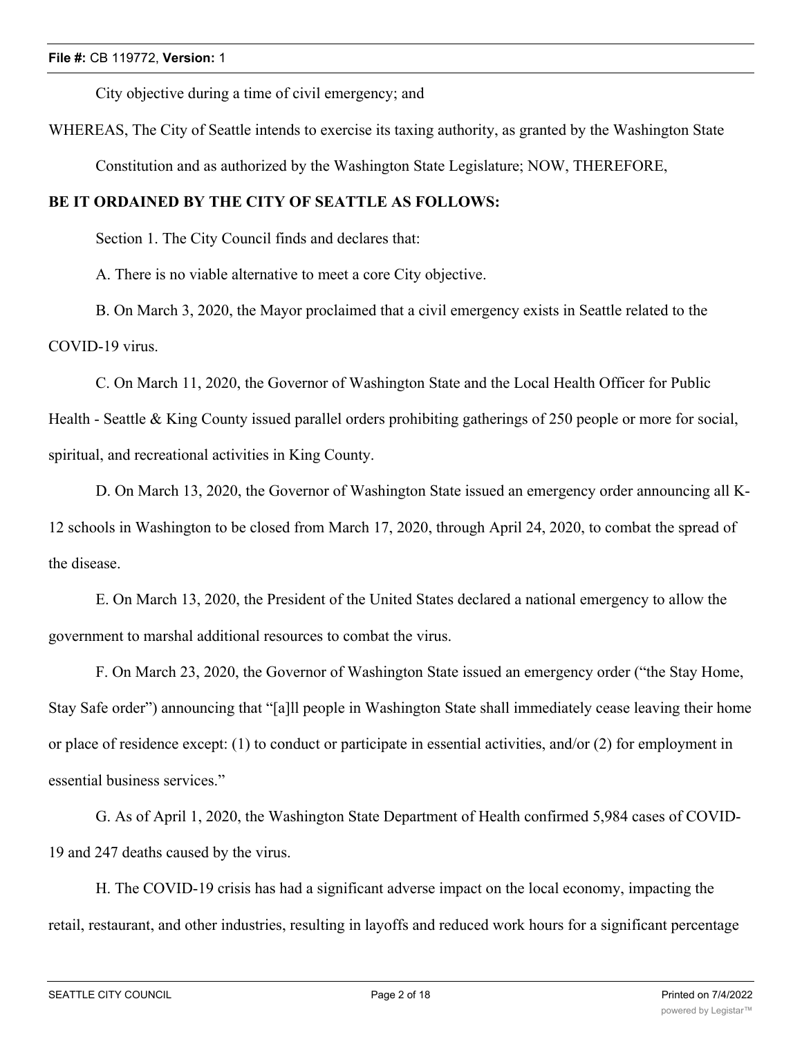City objective during a time of civil emergency; and

WHEREAS, The City of Seattle intends to exercise its taxing authority, as granted by the Washington State Constitution and as authorized by the Washington State Legislature; NOW, THEREFORE,

**BE IT ORDAINED BY THE CITY OF SEATTLE AS FOLLOWS:**

Section 1. The City Council finds and declares that:

A. There is no viable alternative to meet a core City objective.

B. On March 3, 2020, the Mayor proclaimed that a civil emergency exists in Seattle related to the COVID-19 virus.

C. On March 11, 2020, the Governor of Washington State and the Local Health Officer for Public Health - Seattle & King County issued parallel orders prohibiting gatherings of 250 people or more for social, spiritual, and recreational activities in King County.

D. On March 13, 2020, the Governor of Washington State issued an emergency order announcing all K-12 schools in Washington to be closed from March 17, 2020, through April 24, 2020, to combat the spread of the disease.

E. On March 13, 2020, the President of the United States declared a national emergency to allow the government to marshal additional resources to combat the virus.

F. On March 23, 2020, the Governor of Washington State issued an emergency order ("the Stay Home, Stay Safe order") announcing that "[a]ll people in Washington State shall immediately cease leaving their home or place of residence except: (1) to conduct or participate in essential activities, and/or (2) for employment in essential business services."

G. As of April 1, 2020, the Washington State Department of Health confirmed 5,984 cases of COVID-19 and 247 deaths caused by the virus.

H. The COVID-19 crisis has had a significant adverse impact on the local economy, impacting the retail, restaurant, and other industries, resulting in layoffs and reduced work hours for a significant percentage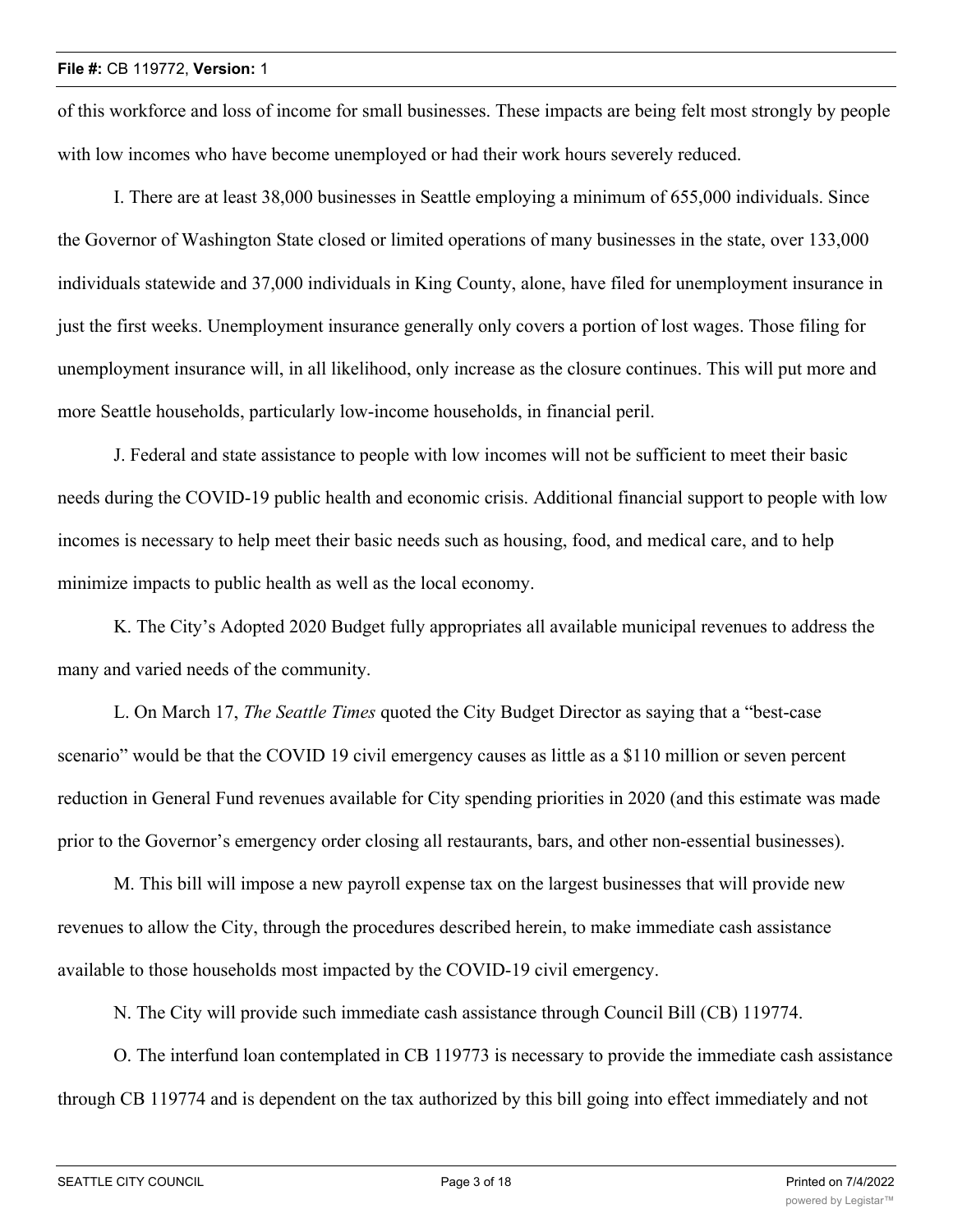of this workforce and loss of income for small businesses. These impacts are being felt most strongly by people with low incomes who have become unemployed or had their work hours severely reduced.

I. There are at least 38,000 businesses in Seattle employing a minimum of 655,000 individuals. Since the Governor of Washington State closed or limited operations of many businesses in the state, over 133,000 individuals statewide and 37,000 individuals in King County, alone, have filed for unemployment insurance in just the first weeks. Unemployment insurance generally only covers a portion of lost wages. Those filing for unemployment insurance will, in all likelihood, only increase as the closure continues. This will put more and more Seattle households, particularly low-income households, in financial peril.

J. Federal and state assistance to people with low incomes will not be sufficient to meet their basic needs during the COVID-19 public health and economic crisis. Additional financial support to people with low incomes is necessary to help meet their basic needs such as housing, food, and medical care, and to help minimize impacts to public health as well as the local economy.

K. The City's Adopted 2020 Budget fully appropriates all available municipal revenues to address the many and varied needs of the community.

L. On March 17, *The Seattle Times* quoted the City Budget Director as saying that a "best-case scenario" would be that the COVID 19 civil emergency causes as little as a $110 million or seven percent reduction in General Fund revenues available for City spending priorities in 2020 (and this estimate was made prior to the Governor's emergency order closing all restaurants, bars, and other non-essential businesses).

M. This bill will impose a new payroll expense tax on the largest businesses that will provide new revenues to allow the City, through the procedures described herein, to make immediate cash assistance available to those households most impacted by the COVID-19 civil emergency.

N. The City will provide such immediate cash assistance through Council Bill (CB) 119774.

O. The interfund loan contemplated in CB 119773 is necessary to provide the immediate cash assistance through CB 119774 and is dependent on the tax authorized by this bill going into effect immediately and not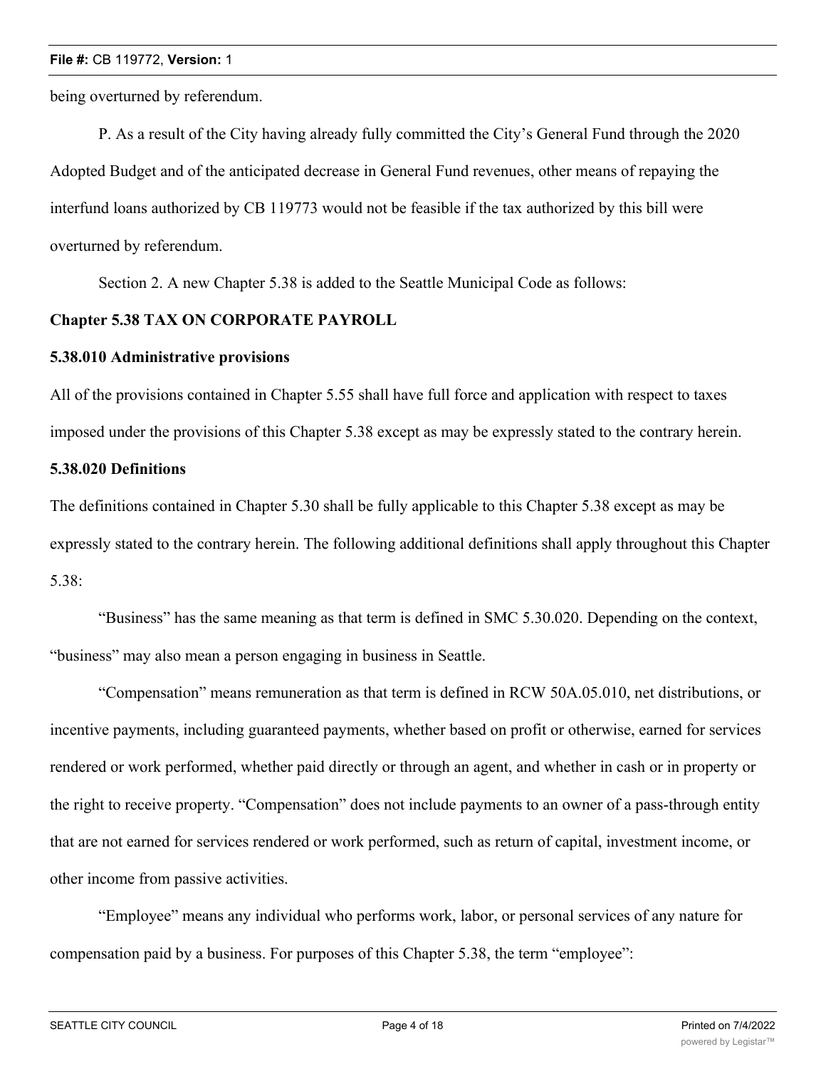being overturned by referendum.

P. As a result of the City having already fully committed the City's General Fund through the 2020 Adopted Budget and of the anticipated decrease in General Fund revenues, other means of repaying the interfund loans authorized by CB 119773 would not be feasible if the tax authorized by this bill were overturned by referendum.

Section 2. A new Chapter 5.38 is added to the Seattle Municipal Code as follows:

**Chapter 5.38 TAX ON CORPORATE PAYROLL**

**5.38.010 Administrative provisions**

All of the provisions contained in Chapter 5.55 shall have full force and application with respect to taxes imposed under the provisions of this Chapter 5.38 except as may be expressly stated to the contrary herein.

**5.38.020 Definitions**

The definitions contained in Chapter 5.30 shall be fully applicable to this Chapter 5.38 except as may be expressly stated to the contrary herein. The following additional definitions shall apply throughout this Chapter 5.38:

"Business" has the same meaning as that term is defined in SMC 5.30.020. Depending on the context, "business" may also mean a person engaging in business in Seattle.

"Compensation" means remuneration as that term is defined in RCW 50A.05.010, net distributions, or incentive payments, including guaranteed payments, whether based on profit or otherwise, earned for services rendered or work performed, whether paid directly or through an agent, and whether in cash or in property or the right to receive property. "Compensation" does not include payments to an owner of a pass-through entity that are not earned for services rendered or work performed, such as return of capital, investment income, or other income from passive activities.

"Employee" means any individual who performs work, labor, or personal services of any nature for compensation paid by a business. For purposes of this Chapter 5.38, the term "employee":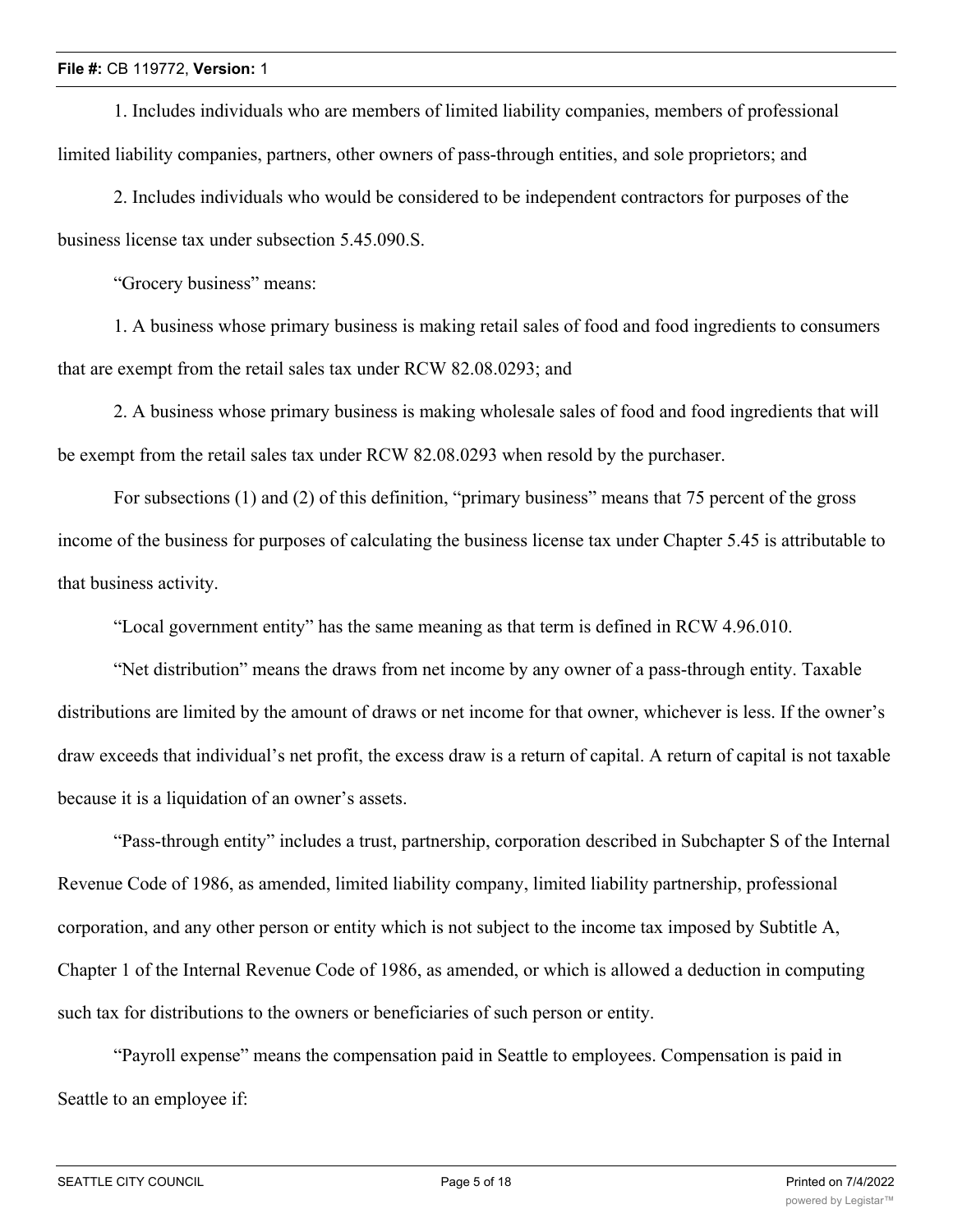1. Includes individuals who are members of limited liability companies, members of professional limited liability companies, partners, other owners of pass-through entities, and sole proprietors; and

2. Includes individuals who would be considered to be independent contractors for purposes of the business license tax under subsection 5.45.090.S.

"Grocery business" means:

1. A business whose primary business is making retail sales of food and food ingredients to consumers that are exempt from the retail sales tax under RCW 82.08.0293; and

2. A business whose primary business is making wholesale sales of food and food ingredients that will be exempt from the retail sales tax under RCW 82.08.0293 when resold by the purchaser.

For subsections (1) and (2) of this definition, "primary business" means that 75 percent of the gross income of the business for purposes of calculating the business license tax under Chapter 5.45 is attributable to that business activity.

"Local government entity" has the same meaning as that term is defined in RCW 4.96.010.

"Net distribution" means the draws from net income by any owner of a pass-through entity. Taxable distributions are limited by the amount of draws or net income for that owner, whichever is less. If the owner's draw exceeds that individual's net profit, the excess draw is a return of capital. A return of capital is not taxable because it is a liquidation of an owner's assets.

"Pass-through entity" includes a trust, partnership, corporation described in Subchapter S of the Internal Revenue Code of 1986, as amended, limited liability company, limited liability partnership, professional corporation, and any other person or entity which is not subject to the income tax imposed by Subtitle A, Chapter 1 of the Internal Revenue Code of 1986, as amended, or which is allowed a deduction in computing such tax for distributions to the owners or beneficiaries of such person or entity.

"Payroll expense" means the compensation paid in Seattle to employees. Compensation is paid in Seattle to an employee if: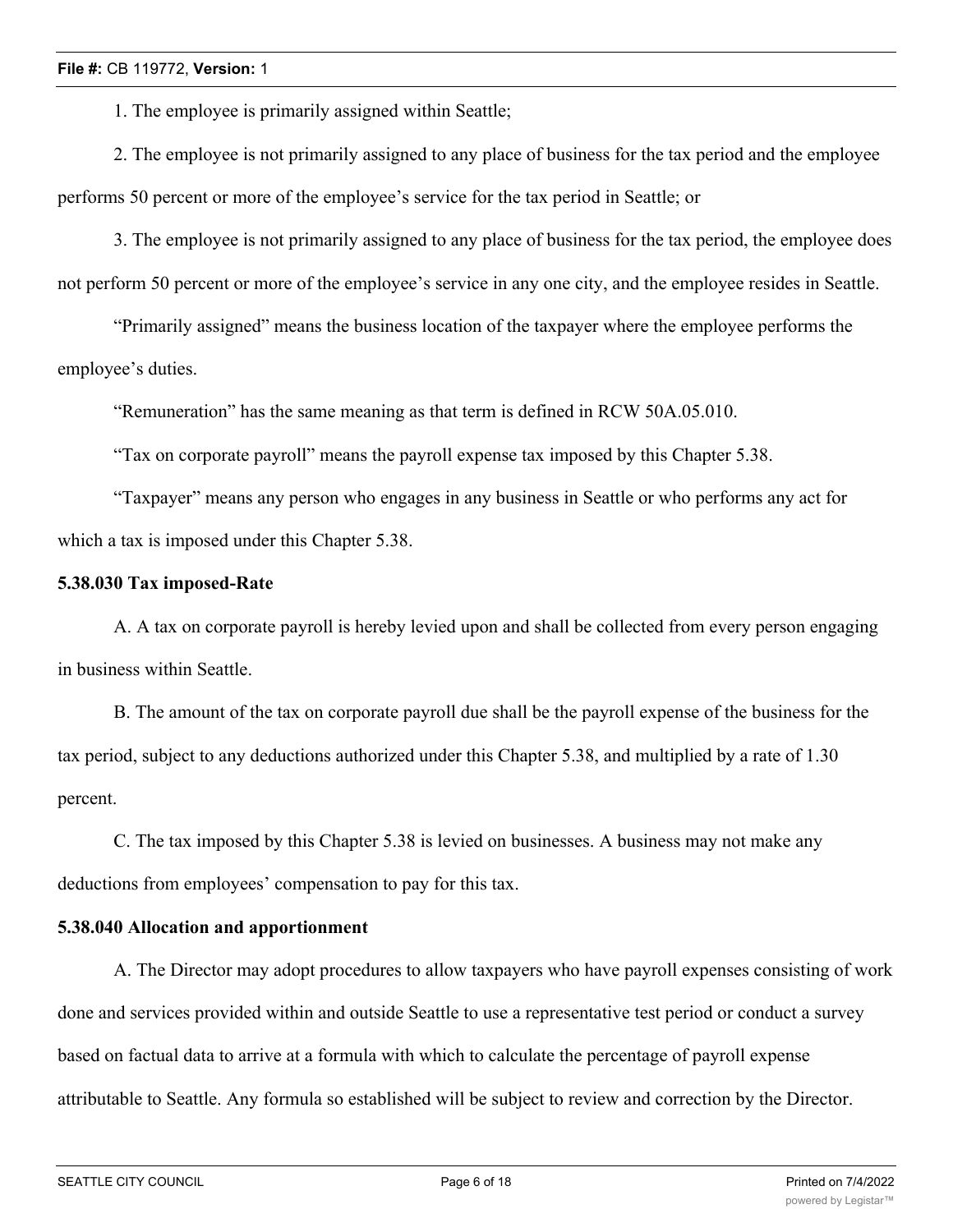1. The employee is primarily assigned within Seattle;

2. The employee is not primarily assigned to any place of business for the tax period and the employee performs 50 percent or more of the employee's service for the tax period in Seattle; or

3. The employee is not primarily assigned to any place of business for the tax period, the employee does not perform 50 percent or more of the employee's service in any one city, and the employee resides in Seattle.

"Primarily assigned" means the business location of the taxpayer where the employee performs the employee's duties.

"Remuneration" has the same meaning as that term is defined in RCW 50A.05.010.

"Tax on corporate payroll" means the payroll expense tax imposed by this Chapter 5.38.

"Taxpayer" means any person who engages in any business in Seattle or who performs any act for which a tax is imposed under this Chapter 5.38.

**5.38.030 Tax imposed-Rate**

A. A tax on corporate payroll is hereby levied upon and shall be collected from every person engaging in business within Seattle.

B. The amount of the tax on corporate payroll due shall be the payroll expense of the business for the tax period, subject to any deductions authorized under this Chapter 5.38, and multiplied by a rate of 1.30 percent.

C. The tax imposed by this Chapter 5.38 is levied on businesses. A business may not make any deductions from employees' compensation to pay for this tax.

**5.38.040 Allocation and apportionment**

A. The Director may adopt procedures to allow taxpayers who have payroll expenses consisting of work done and services provided within and outside Seattle to use a representative test period or conduct a survey based on factual data to arrive at a formula with which to calculate the percentage of payroll expense attributable to Seattle. Any formula so established will be subject to review and correction by the Director.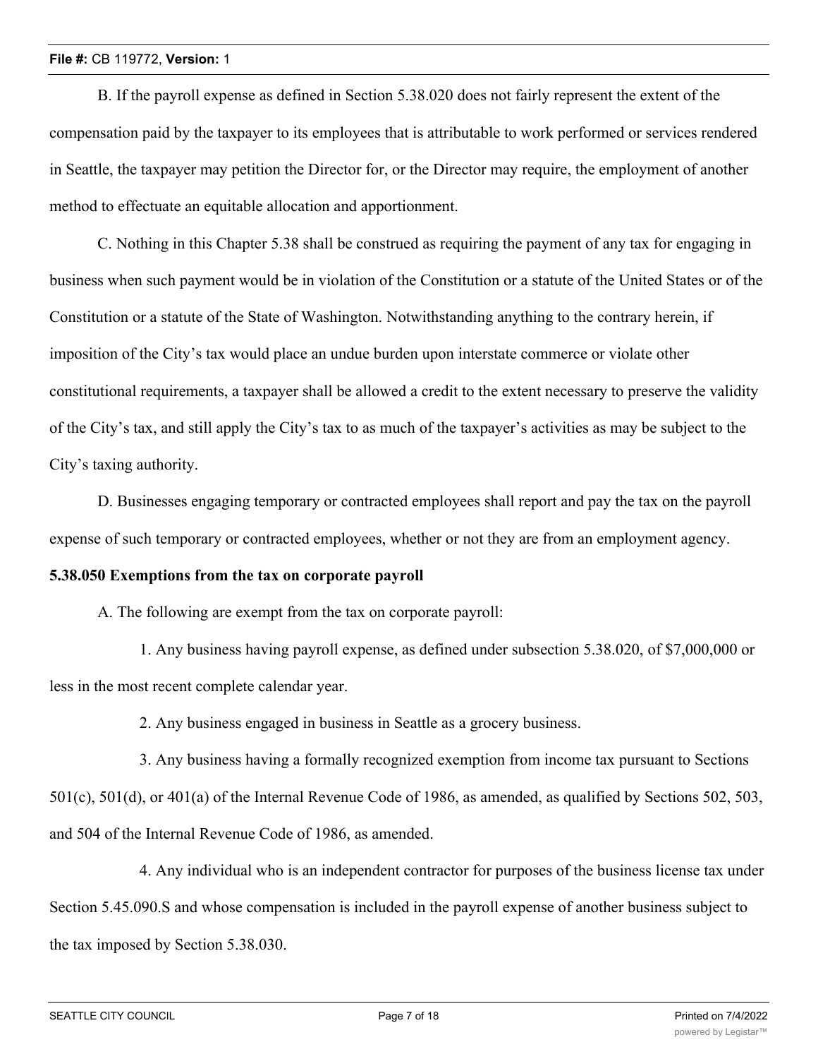B. If the payroll expense as defined in Section 5.38.020 does not fairly represent the extent of the compensation paid by the taxpayer to its employees that is attributable to work performed or services rendered in Seattle, the taxpayer may petition the Director for, or the Director may require, the employment of another method to effectuate an equitable allocation and apportionment.

C. Nothing in this Chapter 5.38 shall be construed as requiring the payment of any tax for engaging in business when such payment would be in violation of the Constitution or a statute of the United States or of the Constitution or a statute of the State of Washington. Notwithstanding anything to the contrary herein, if imposition of the City's tax would place an undue burden upon interstate commerce or violate other constitutional requirements, a taxpayer shall be allowed a credit to the extent necessary to preserve the validity of the City's tax, and still apply the City's tax to as much of the taxpayer's activities as may be subject to the City's taxing authority.

D. Businesses engaging temporary or contracted employees shall report and pay the tax on the payroll expense of such temporary or contracted employees, whether or not they are from an employment agency.

**5.38.050 Exemptions from the tax on corporate payroll**

A. The following are exempt from the tax on corporate payroll:

1. Any business having payroll expense, as defined under subsection 5.38.020, of $7,000,000 or less in the most recent complete calendar year.

2. Any business engaged in business in Seattle as a grocery business.

3. Any business having a formally recognized exemption from income tax pursuant to Sections 501(c), 501(d), or 401(a) of the Internal Revenue Code of 1986, as amended, as qualified by Sections 502, 503, and 504 of the Internal Revenue Code of 1986, as amended.

4. Any individual who is an independent contractor for purposes of the business license tax under Section 5.45.090.S and whose compensation is included in the payroll expense of another business subject to the tax imposed by Section 5.38.030.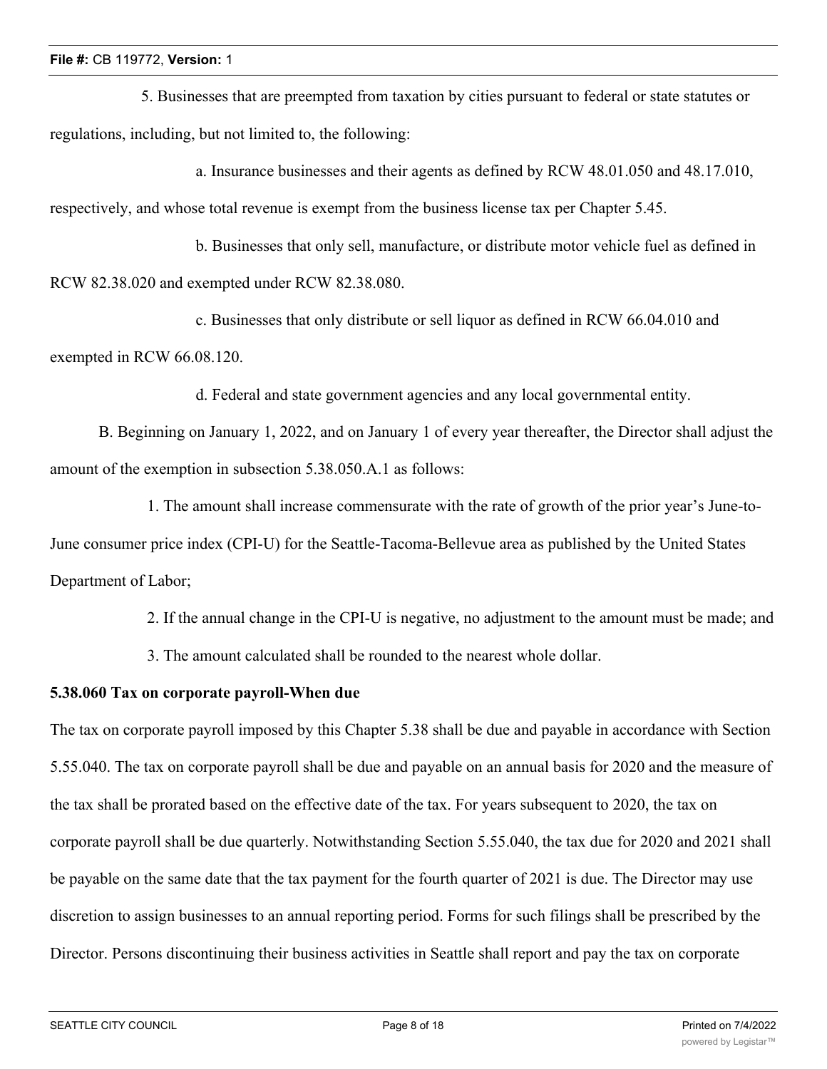5. Businesses that are preempted from taxation by cities pursuant to federal or state statutes or regulations, including, but not limited to, the following:

a. Insurance businesses and their agents as defined by RCW 48.01.050 and 48.17.010, respectively, and whose total revenue is exempt from the business license tax per Chapter 5.45.

b. Businesses that only sell, manufacture, or distribute motor vehicle fuel as defined in RCW 82.38.020 and exempted under RCW 82.38.080.

c. Businesses that only distribute or sell liquor as defined in RCW 66.04.010 and exempted in RCW 66.08.120.

d. Federal and state government agencies and any local governmental entity.

B. Beginning on January 1, 2022, and on January 1 of every year thereafter, the Director shall adjust the amount of the exemption in subsection 5.38.050.A.1 as follows:

1. The amount shall increase commensurate with the rate of growth of the prior year's June-to-June consumer price index (CPI-U) for the Seattle-Tacoma-Bellevue area as published by the United States Department of Labor;

2. If the annual change in the CPI-U is negative, no adjustment to the amount must be made; and

3. The amount calculated shall be rounded to the nearest whole dollar.

**5.38.060 Tax on corporate payroll-When due**

The tax on corporate payroll imposed by this Chapter 5.38 shall be due and payable in accordance with Section 5.55.040. The tax on corporate payroll shall be due and payable on an annual basis for 2020 and the measure of the tax shall be prorated based on the effective date of the tax. For years subsequent to 2020, the tax on corporate payroll shall be due quarterly. Notwithstanding Section 5.55.040, the tax due for 2020 and 2021 shall be payable on the same date that the tax payment for the fourth quarter of 2021 is due. The Director may use discretion to assign businesses to an annual reporting period. Forms for such filings shall be prescribed by the Director. Persons discontinuing their business activities in Seattle shall report and pay the tax on corporate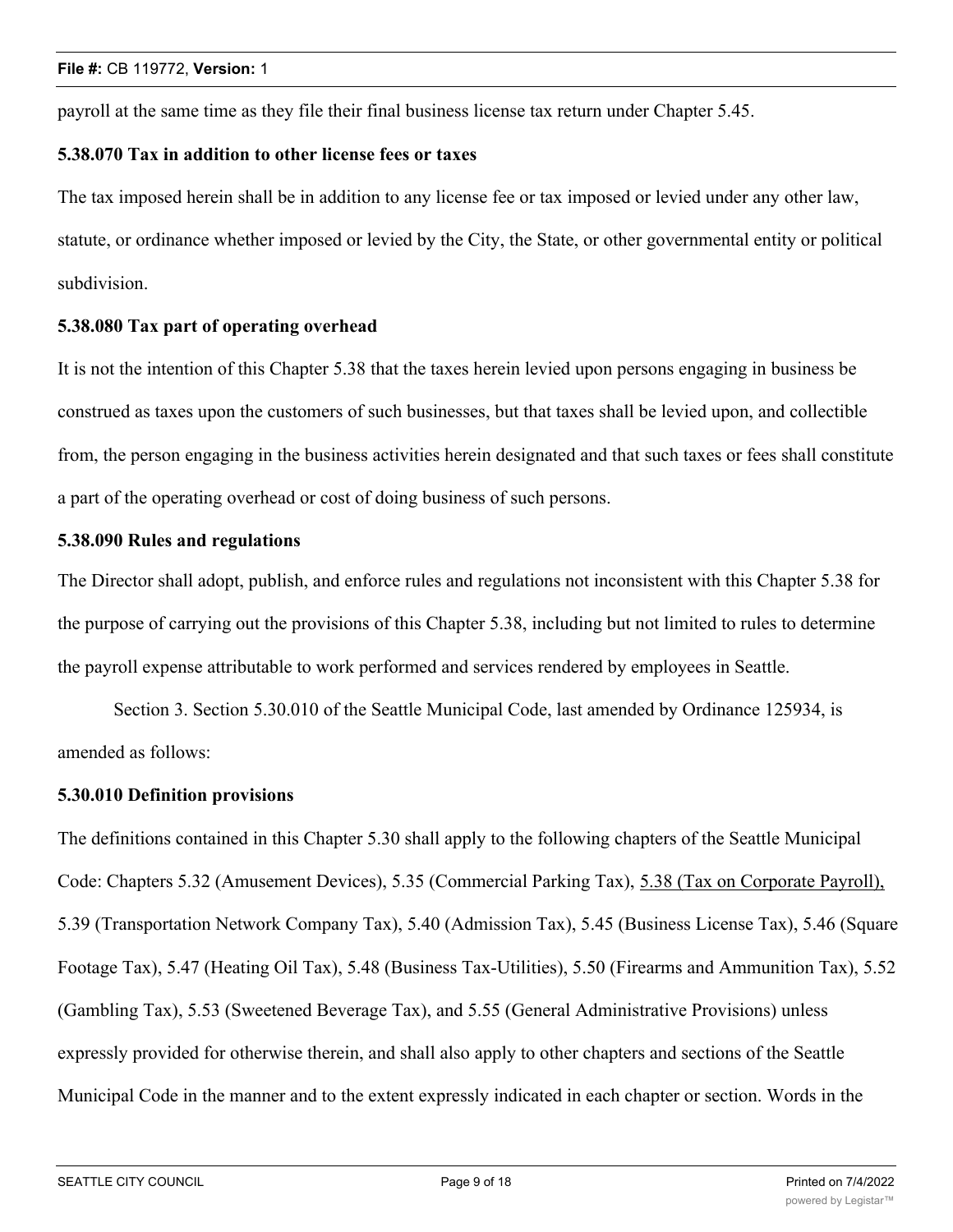payroll at the same time as they file their final business license tax return under Chapter 5.45.

**5.38.070 Tax in addition to other license fees or taxes**

The tax imposed herein shall be in addition to any license fee or tax imposed or levied under any other law, statute, or ordinance whether imposed or levied by the City, the State, or other governmental entity or political subdivision.

**5.38.080 Tax part of operating overhead**

It is not the intention of this Chapter 5.38 that the taxes herein levied upon persons engaging in business be construed as taxes upon the customers of such businesses, but that taxes shall be levied upon, and collectible from, the person engaging in the business activities herein designated and that such taxes or fees shall constitute a part of the operating overhead or cost of doing business of such persons.

**5.38.090 Rules and regulations**

The Director shall adopt, publish, and enforce rules and regulations not inconsistent with this Chapter 5.38 for the purpose of carrying out the provisions of this Chapter 5.38, including but not limited to rules to determine the payroll expense attributable to work performed and services rendered by employees in Seattle.

Section 3. Section 5.30.010 of the Seattle Municipal Code, last amended by Ordinance 125934, is amended as follows:

**5.30.010 Definition provisions**

The definitions contained in this Chapter 5.30 shall apply to the following chapters of the Seattle Municipal Code: Chapters 5.32 (Amusement Devices), 5.35 (Commercial Parking Tax), 5.38 (Tax on Corporate Payroll), 5.39 (Transportation Network Company Tax), 5.40 (Admission Tax), 5.45 (Business License Tax), 5.46 (Square Footage Tax), 5.47 (Heating Oil Tax), 5.48 (Business Tax-Utilities), 5.50 (Firearms and Ammunition Tax), 5.52 (Gambling Tax), 5.53 (Sweetened Beverage Tax), and 5.55 (General Administrative Provisions) unless expressly provided for otherwise therein, and shall also apply to other chapters and sections of the Seattle Municipal Code in the manner and to the extent expressly indicated in each chapter or section. Words in the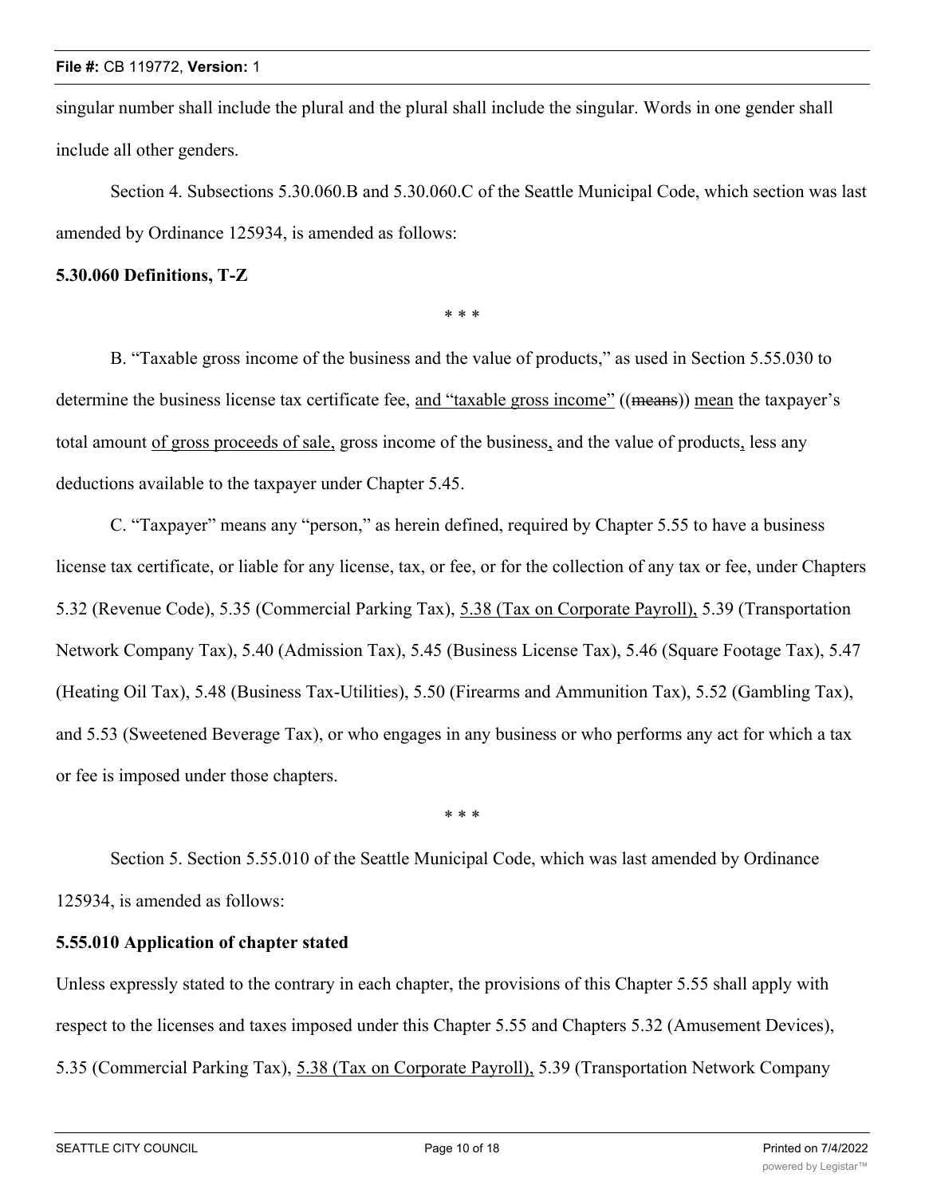singular number shall include the plural and the plural shall include the singular. Words in one gender shall include all other genders.

Section 4. Subsections 5.30.060.B and 5.30.060.C of the Seattle Municipal Code, which section was last amended by Ordinance 125934, is amended as follows:

**5.30.060 Definitions, T-Z**

\* \* \*

B. "Taxable gross income of the business and the value of products," as used in Section 5.55.030 to determine the business license tax certificate fee, <u>and "taxable gross income"</u> ((~~means~~)) <u>mean</u> the taxpayer's total amount <u>of gross proceeds of sale,</u> gross income of the business<u>,</u> and the value of products<u>,</u> less any deductions available to the taxpayer under Chapter 5.45.

C. "Taxpayer" means any "person," as herein defined, required by Chapter 5.55 to have a business license tax certificate, or liable for any license, tax, or fee, or for the collection of any tax or fee, under Chapters 5.32 (Revenue Code), 5.35 (Commercial Parking Tax), <u>5.38 (Tax on Corporate Payroll),</u> 5.39 (Transportation Network Company Tax), 5.40 (Admission Tax), 5.45 (Business License Tax), 5.46 (Square Footage Tax), 5.47 (Heating Oil Tax), 5.48 (Business Tax-Utilities), 5.50 (Firearms and Ammunition Tax), 5.52 (Gambling Tax), and 5.53 (Sweetened Beverage Tax), or who engages in any business or who performs any act for which a tax or fee is imposed under those chapters.

\* \* \*

Section 5. Section 5.55.010 of the Seattle Municipal Code, which was last amended by Ordinance 125934, is amended as follows:

**5.55.010 Application of chapter stated**

Unless expressly stated to the contrary in each chapter, the provisions of this Chapter 5.55 shall apply with respect to the licenses and taxes imposed under this Chapter 5.55 and Chapters 5.32 (Amusement Devices), 5.35 (Commercial Parking Tax), <u>5.38 (Tax on Corporate Payroll),</u> 5.39 (Transportation Network Company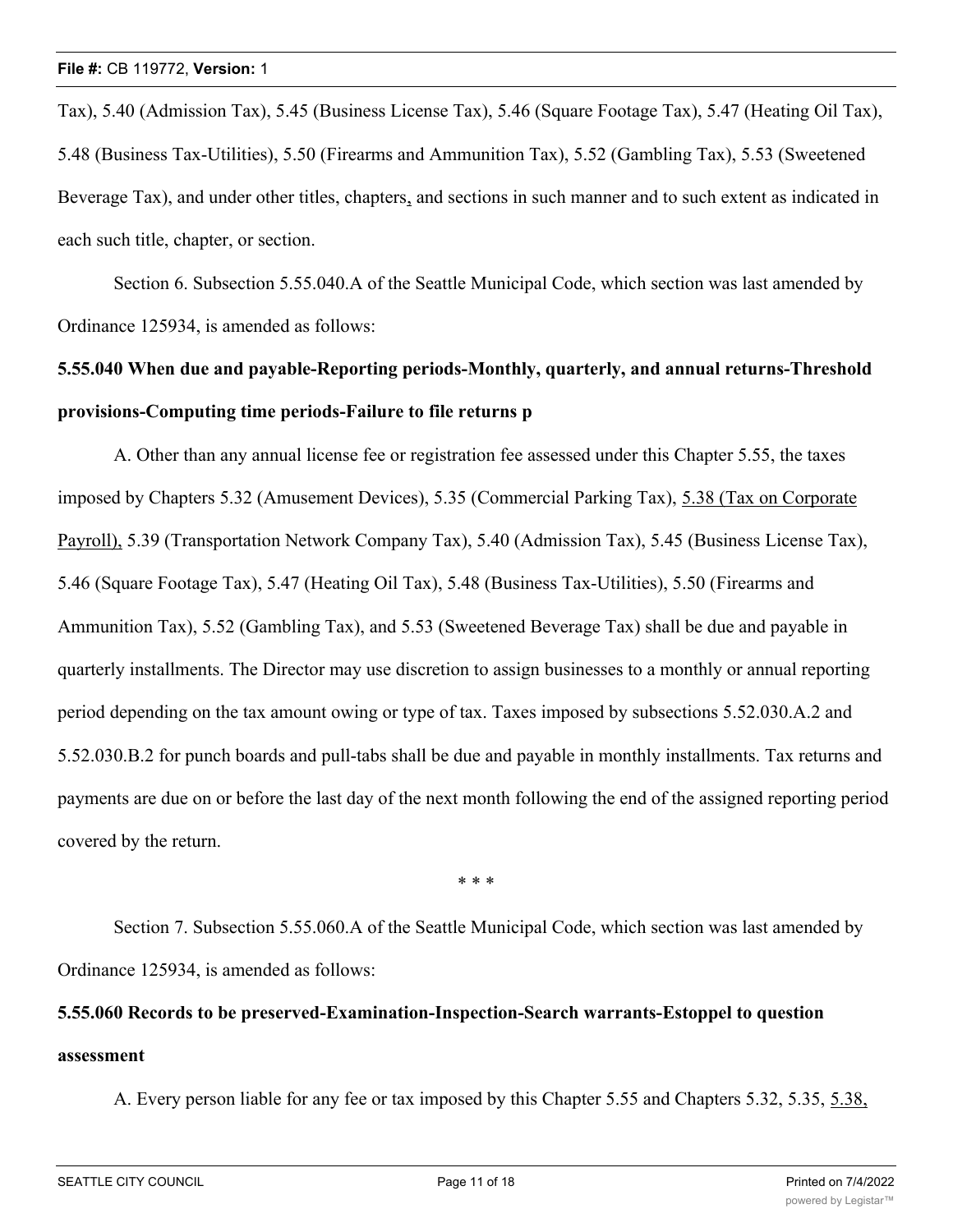Tax), 5.40 (Admission Tax), 5.45 (Business License Tax), 5.46 (Square Footage Tax), 5.47 (Heating Oil Tax), 5.48 (Business Tax-Utilities), 5.50 (Firearms and Ammunition Tax), 5.52 (Gambling Tax), 5.53 (Sweetened Beverage Tax), and under other titles, chapters, and sections in such manner and to such extent as indicated in each such title, chapter, or section.

Section 6. Subsection 5.55.040.A of the Seattle Municipal Code, which section was last amended by Ordinance 125934, is amended as follows:

**5.55.040 When due and payable-Reporting periods-Monthly, quarterly, and annual returns-Threshold provisions-Computing time periods-Failure to file returns p**

A. Other than any annual license fee or registration fee assessed under this Chapter 5.55, the taxes imposed by Chapters 5.32 (Amusement Devices), 5.35 (Commercial Parking Tax), 5.38 (Tax on Corporate Payroll), 5.39 (Transportation Network Company Tax), 5.40 (Admission Tax), 5.45 (Business License Tax), 5.46 (Square Footage Tax), 5.47 (Heating Oil Tax), 5.48 (Business Tax-Utilities), 5.50 (Firearms and Ammunition Tax), 5.52 (Gambling Tax), and 5.53 (Sweetened Beverage Tax) shall be due and payable in quarterly installments. The Director may use discretion to assign businesses to a monthly or annual reporting period depending on the tax amount owing or type of tax. Taxes imposed by subsections 5.52.030.A.2 and 5.52.030.B.2 for punch boards and pull-tabs shall be due and payable in monthly installments. Tax returns and payments are due on or before the last day of the next month following the end of the assigned reporting period covered by the return.

\* \* \*

Section 7. Subsection 5.55.060.A of the Seattle Municipal Code, which section was last amended by Ordinance 125934, is amended as follows:

**5.55.060 Records to be preserved-Examination-Inspection-Search warrants-Estoppel to question assessment**

A. Every person liable for any fee or tax imposed by this Chapter 5.55 and Chapters 5.32, 5.35, 5.38,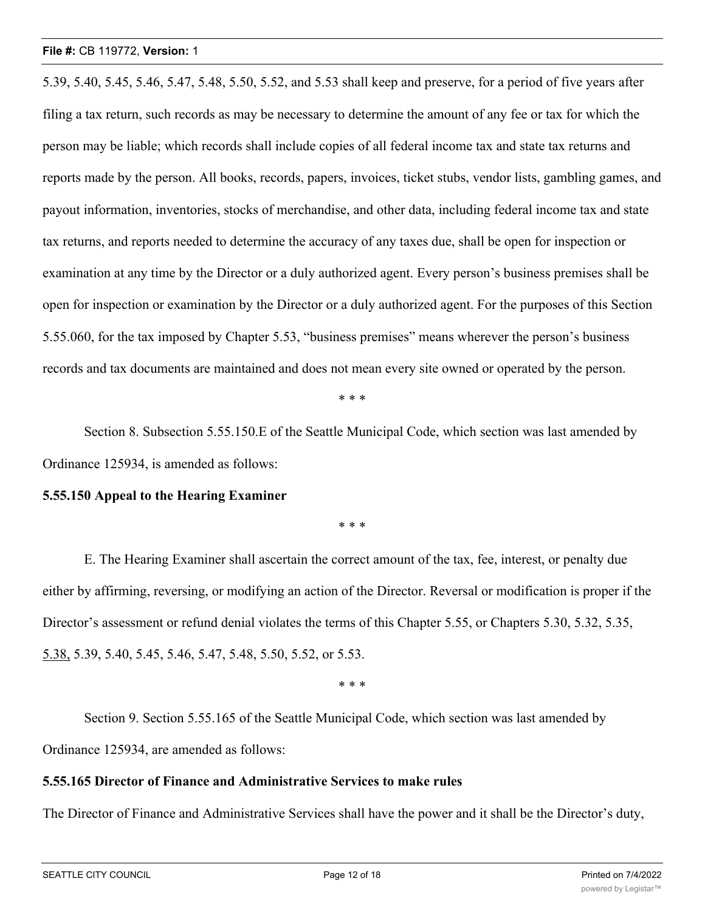5.39, 5.40, 5.45, 5.46, 5.47, 5.48, 5.50, 5.52, and 5.53 shall keep and preserve, for a period of five years after filing a tax return, such records as may be necessary to determine the amount of any fee or tax for which the person may be liable; which records shall include copies of all federal income tax and state tax returns and reports made by the person. All books, records, papers, invoices, ticket stubs, vendor lists, gambling games, and payout information, inventories, stocks of merchandise, and other data, including federal income tax and state tax returns, and reports needed to determine the accuracy of any taxes due, shall be open for inspection or examination at any time by the Director or a duly authorized agent. Every person's business premises shall be open for inspection or examination by the Director or a duly authorized agent. For the purposes of this Section 5.55.060, for the tax imposed by Chapter 5.53, "business premises" means wherever the person's business records and tax documents are maintained and does not mean every site owned or operated by the person.

\* \* \*

Section 8. Subsection 5.55.150.E of the Seattle Municipal Code, which section was last amended by Ordinance 125934, is amended as follows:

**5.55.150 Appeal to the Hearing Examiner**

\* \* \*

E. The Hearing Examiner shall ascertain the correct amount of the tax, fee, interest, or penalty due either by affirming, reversing, or modifying an action of the Director. Reversal or modification is proper if the Director's assessment or refund denial violates the terms of this Chapter 5.55, or Chapters 5.30, 5.32, 5.35, <u>5.38,</u> 5.39, 5.40, 5.45, 5.46, 5.47, 5.48, 5.50, 5.52, or 5.53.

\* \* \*

Section 9. Section 5.55.165 of the Seattle Municipal Code, which section was last amended by Ordinance 125934, are amended as follows:

**5.55.165 Director of Finance and Administrative Services to make rules**

The Director of Finance and Administrative Services shall have the power and it shall be the Director's duty,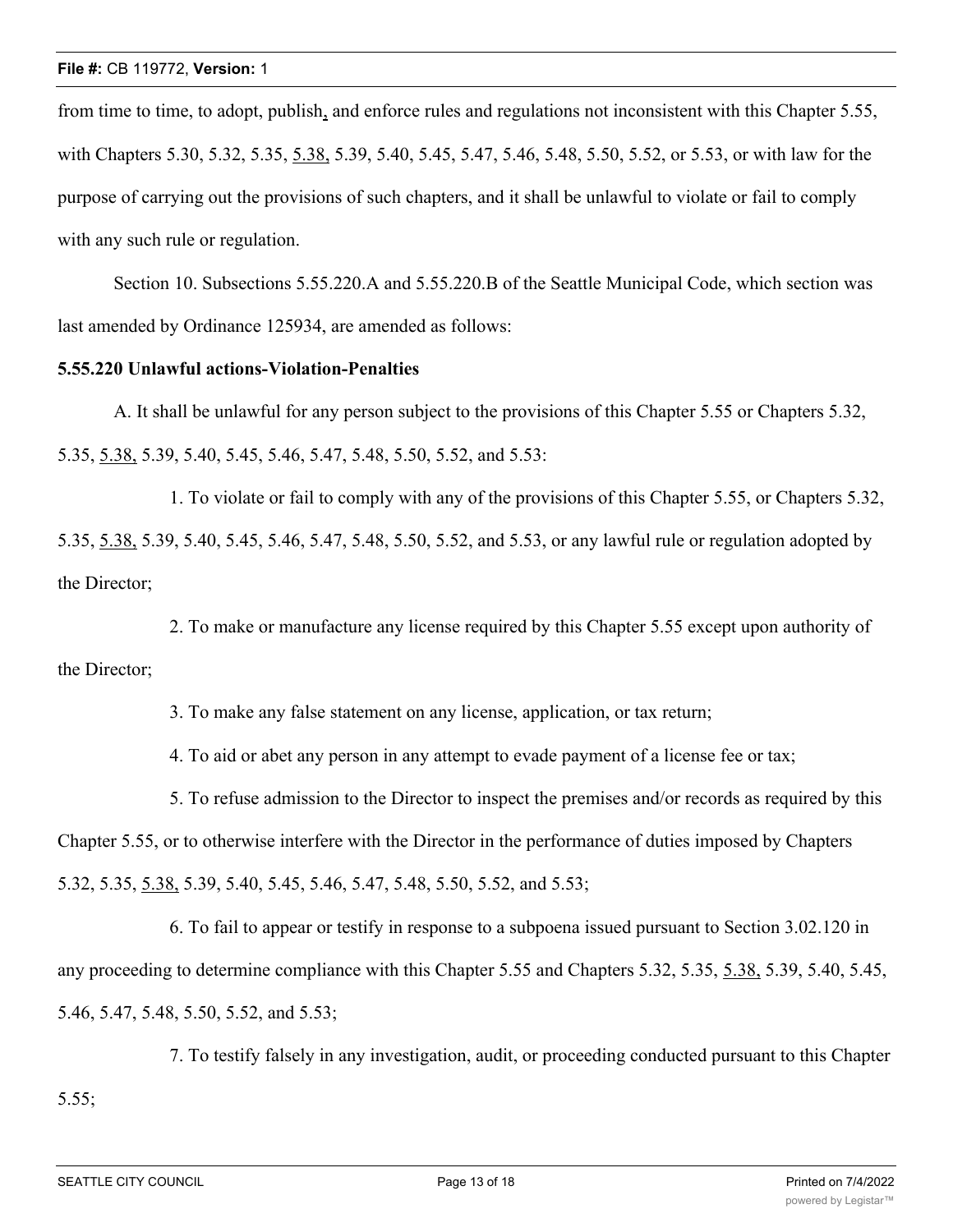from time to time, to adopt, publish, and enforce rules and regulations not inconsistent with this Chapter 5.55, with Chapters 5.30, 5.32, 5.35, 5.38, 5.39, 5.40, 5.45, 5.47, 5.46, 5.48, 5.50, 5.52, or 5.53, or with law for the purpose of carrying out the provisions of such chapters, and it shall be unlawful to violate or fail to comply with any such rule or regulation.

Section 10. Subsections 5.55.220.A and 5.55.220.B of the Seattle Municipal Code, which section was last amended by Ordinance 125934, are amended as follows:

**5.55.220 Unlawful actions-Violation-Penalties**

A. It shall be unlawful for any person subject to the provisions of this Chapter 5.55 or Chapters 5.32, 5.35, 5.38, 5.39, 5.40, 5.45, 5.46, 5.47, 5.48, 5.50, 5.52, and 5.53:

1. To violate or fail to comply with any of the provisions of this Chapter 5.55, or Chapters 5.32, 5.35, 5.38, 5.39, 5.40, 5.45, 5.46, 5.47, 5.48, 5.50, 5.52, and 5.53, or any lawful rule or regulation adopted by the Director;

2. To make or manufacture any license required by this Chapter 5.55 except upon authority of the Director;

3. To make any false statement on any license, application, or tax return;

4. To aid or abet any person in any attempt to evade payment of a license fee or tax;

5. To refuse admission to the Director to inspect the premises and/or records as required by this Chapter 5.55, or to otherwise interfere with the Director in the performance of duties imposed by Chapters 5.32, 5.35, 5.38, 5.39, 5.40, 5.45, 5.46, 5.47, 5.48, 5.50, 5.52, and 5.53;

6. To fail to appear or testify in response to a subpoena issued pursuant to Section 3.02.120 in any proceeding to determine compliance with this Chapter 5.55 and Chapters 5.32, 5.35, 5.38, 5.39, 5.40, 5.45, 5.46, 5.47, 5.48, 5.50, 5.52, and 5.53;

7. To testify falsely in any investigation, audit, or proceeding conducted pursuant to this Chapter 5.55;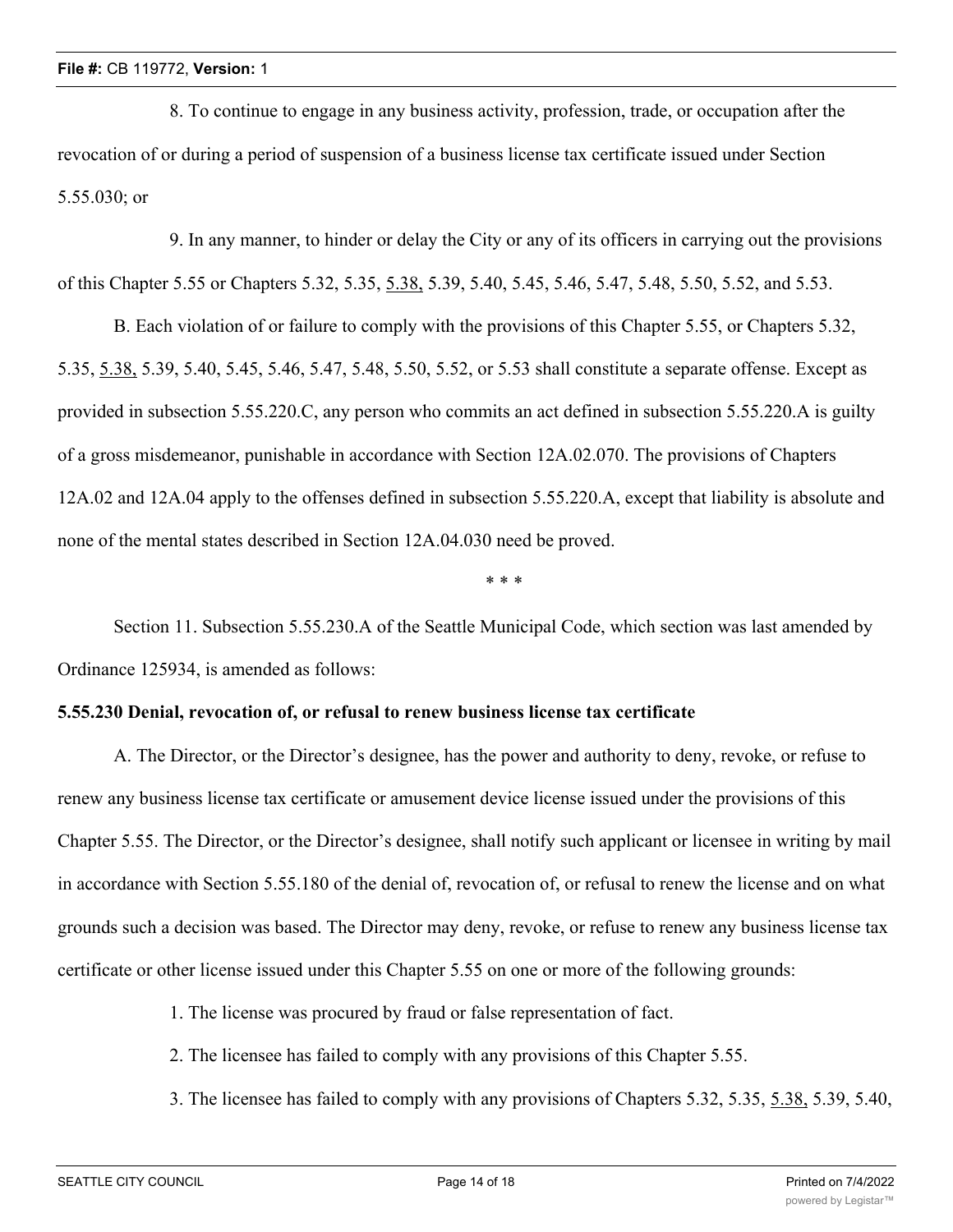8. To continue to engage in any business activity, profession, trade, or occupation after the revocation of or during a period of suspension of a business license tax certificate issued under Section 5.55.030; or

9. In any manner, to hinder or delay the City or any of its officers in carrying out the provisions of this Chapter 5.55 or Chapters 5.32, 5.35, 5.38, 5.39, 5.40, 5.45, 5.46, 5.47, 5.48, 5.50, 5.52, and 5.53.

B. Each violation of or failure to comply with the provisions of this Chapter 5.55, or Chapters 5.32, 5.35, 5.38, 5.39, 5.40, 5.45, 5.46, 5.47, 5.48, 5.50, 5.52, or 5.53 shall constitute a separate offense. Except as provided in subsection 5.55.220.C, any person who commits an act defined in subsection 5.55.220.A is guilty of a gross misdemeanor, punishable in accordance with Section 12A.02.070. The provisions of Chapters 12A.02 and 12A.04 apply to the offenses defined in subsection 5.55.220.A, except that liability is absolute and none of the mental states described in Section 12A.04.030 need be proved.

\* \* \*

Section 11. Subsection 5.55.230.A of the Seattle Municipal Code, which section was last amended by Ordinance 125934, is amended as follows:

**5.55.230 Denial, revocation of, or refusal to renew business license tax certificate**

A. The Director, or the Director's designee, has the power and authority to deny, revoke, or refuse to renew any business license tax certificate or amusement device license issued under the provisions of this Chapter 5.55. The Director, or the Director's designee, shall notify such applicant or licensee in writing by mail in accordance with Section 5.55.180 of the denial of, revocation of, or refusal to renew the license and on what grounds such a decision was based. The Director may deny, revoke, or refuse to renew any business license tax certificate or other license issued under this Chapter 5.55 on one or more of the following grounds:

1. The license was procured by fraud or false representation of fact.

2. The licensee has failed to comply with any provisions of this Chapter 5.55.

3. The licensee has failed to comply with any provisions of Chapters 5.32, 5.35, 5.38, 5.39, 5.40,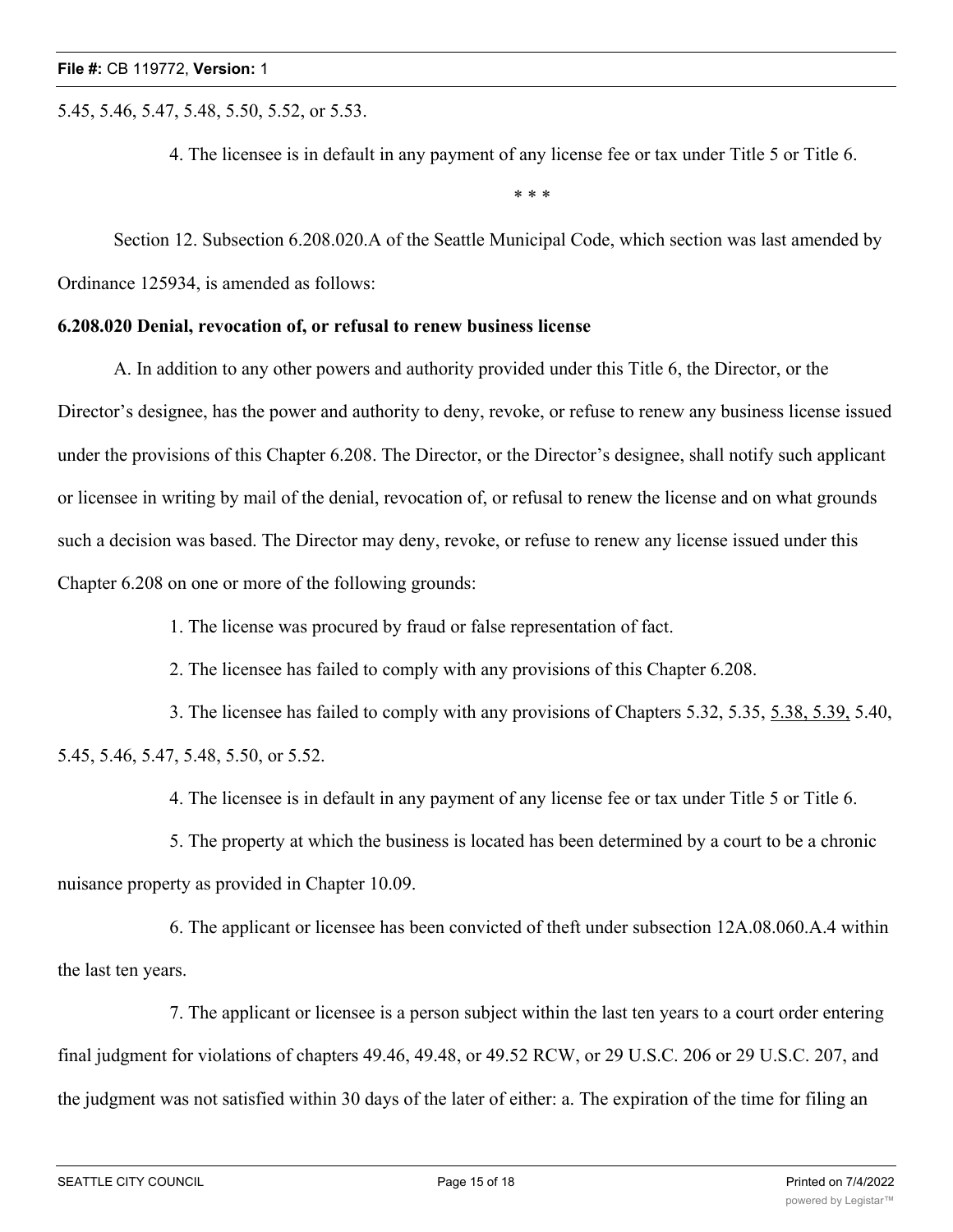5.45, 5.46, 5.47, 5.48, 5.50, 5.52, or 5.53.

4. The licensee is in default in any payment of any license fee or tax under Title 5 or Title 6.

\* \* \*

Section 12. Subsection 6.208.020.A of the Seattle Municipal Code, which section was last amended by Ordinance 125934, is amended as follows:

**6.208.020 Denial, revocation of, or refusal to renew business license**

A. In addition to any other powers and authority provided under this Title 6, the Director, or the Director's designee, has the power and authority to deny, revoke, or refuse to renew any business license issued under the provisions of this Chapter 6.208. The Director, or the Director's designee, shall notify such applicant or licensee in writing by mail of the denial, revocation of, or refusal to renew the license and on what grounds such a decision was based. The Director may deny, revoke, or refuse to renew any license issued under this Chapter 6.208 on one or more of the following grounds:

1. The license was procured by fraud or false representation of fact.

2. The licensee has failed to comply with any provisions of this Chapter 6.208.

3. The licensee has failed to comply with any provisions of Chapters 5.32, 5.35, <u>5.38, 5.39,</u> 5.40, 5.45, 5.46, 5.47, 5.48, 5.50, or 5.52.

4. The licensee is in default in any payment of any license fee or tax under Title 5 or Title 6.

5. The property at which the business is located has been determined by a court to be a chronic nuisance property as provided in Chapter 10.09.

6. The applicant or licensee has been convicted of theft under subsection 12A.08.060.A.4 within the last ten years.

7. The applicant or licensee is a person subject within the last ten years to a court order entering final judgment for violations of chapters 49.46, 49.48, or 49.52 RCW, or 29 U.S.C. 206 or 29 U.S.C. 207, and the judgment was not satisfied within 30 days of the later of either: a. The expiration of the time for filing an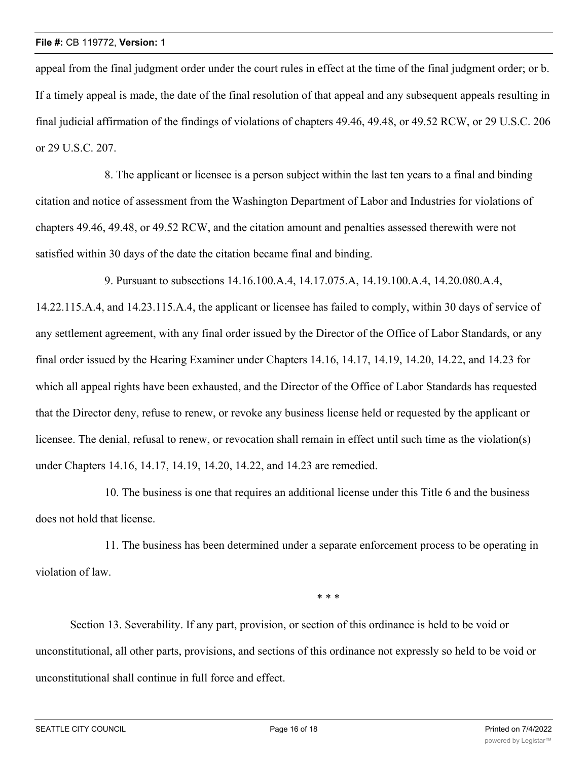appeal from the final judgment order under the court rules in effect at the time of the final judgment order; or b. If a timely appeal is made, the date of the final resolution of that appeal and any subsequent appeals resulting in final judicial affirmation of the findings of violations of chapters 49.46, 49.48, or 49.52 RCW, or 29 U.S.C. 206 or 29 U.S.C. 207.

8. The applicant or licensee is a person subject within the last ten years to a final and binding citation and notice of assessment from the Washington Department of Labor and Industries for violations of chapters 49.46, 49.48, or 49.52 RCW, and the citation amount and penalties assessed therewith were not satisfied within 30 days of the date the citation became final and binding.

9. Pursuant to subsections 14.16.100.A.4, 14.17.075.A, 14.19.100.A.4, 14.20.080.A.4, 14.22.115.A.4, and 14.23.115.A.4, the applicant or licensee has failed to comply, within 30 days of service of any settlement agreement, with any final order issued by the Director of the Office of Labor Standards, or any final order issued by the Hearing Examiner under Chapters 14.16, 14.17, 14.19, 14.20, 14.22, and 14.23 for which all appeal rights have been exhausted, and the Director of the Office of Labor Standards has requested that the Director deny, refuse to renew, or revoke any business license held or requested by the applicant or licensee. The denial, refusal to renew, or revocation shall remain in effect until such time as the violation(s) under Chapters 14.16, 14.17, 14.19, 14.20, 14.22, and 14.23 are remedied.

10. The business is one that requires an additional license under this Title 6 and the business does not hold that license.

11. The business has been determined under a separate enforcement process to be operating in violation of law.

\* \* \*

Section 13. Severability. If any part, provision, or section of this ordinance is held to be void or unconstitutional, all other parts, provisions, and sections of this ordinance not expressly so held to be void or unconstitutional shall continue in full force and effect.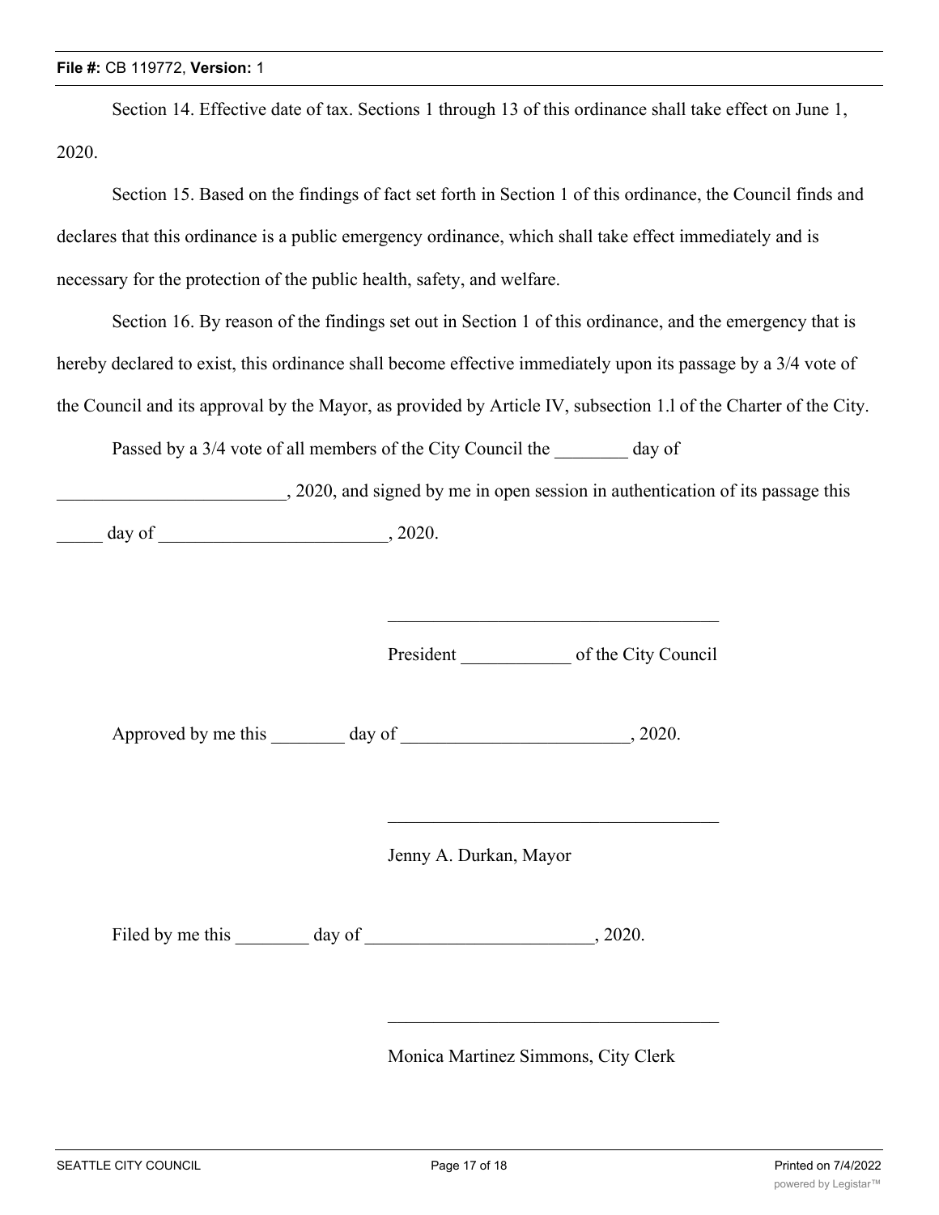Section 14. Effective date of tax. Sections 1 through 13 of this ordinance shall take effect on June 1, 2020.

Section 15. Based on the findings of fact set forth in Section 1 of this ordinance, the Council finds and declares that this ordinance is a public emergency ordinance, which shall take effect immediately and is necessary for the protection of the public health, safety, and welfare.

Section 16. By reason of the findings set out in Section 1 of this ordinance, and the emergency that is hereby declared to exist, this ordinance shall become effective immediately upon its passage by a 3/4 vote of the Council and its approval by the Mayor, as provided by Article IV, subsection 1.l of the Charter of the City.

Passed by a 3/4 vote of all members of the City Council the ________ day of _________________________, 2020, and signed by me in open session in authentication of its passage this _____ day of _________________________, 2020.

_____________________________________

President ____________ of the City Council

Approved by me this ________ day of _________________________, 2020.

_____________________________________

Jenny A. Durkan, Mayor

Filed by me this ________ day of _________________________, 2020.

_____________________________________

Monica Martinez Simmons, City Clerk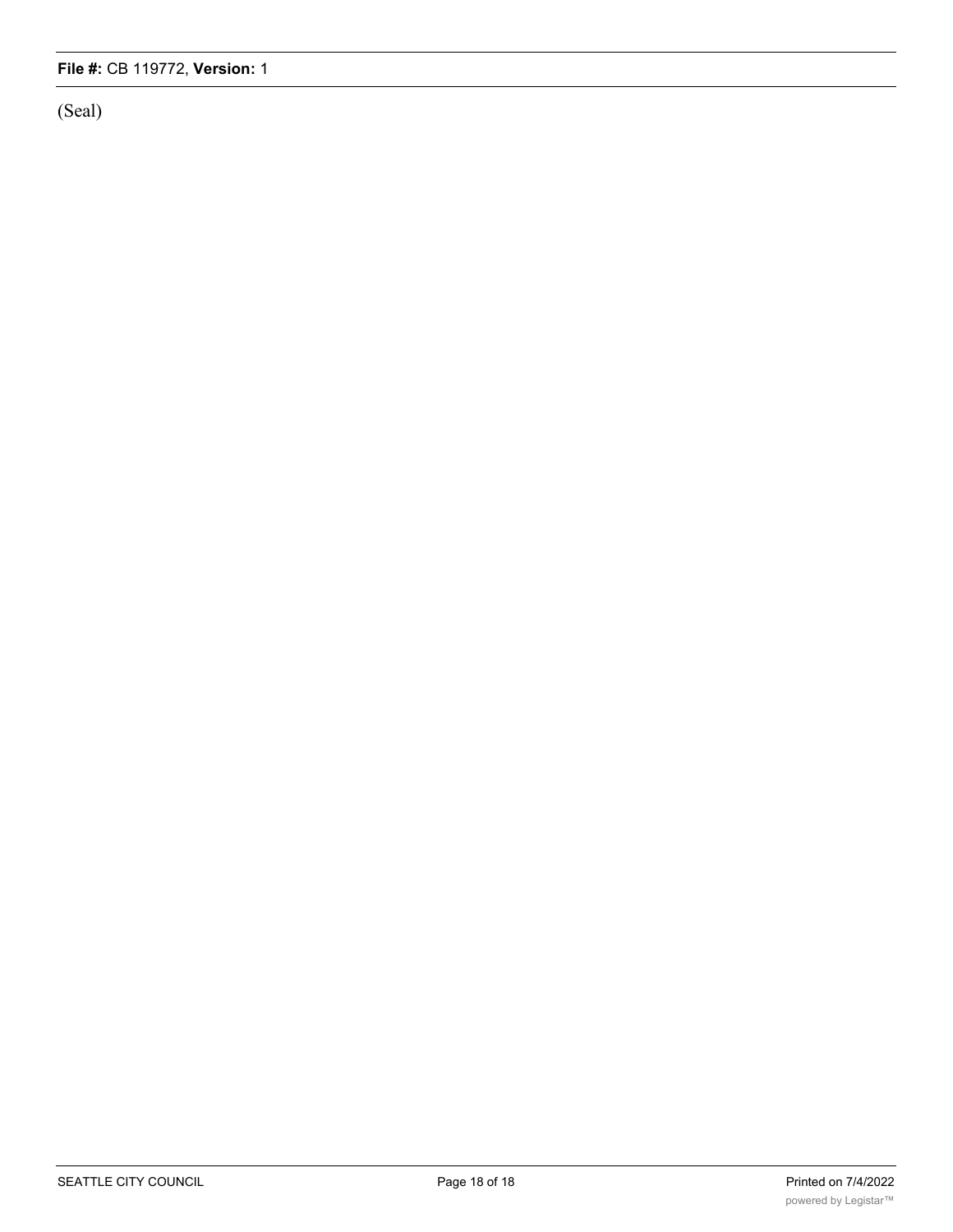(Seal)